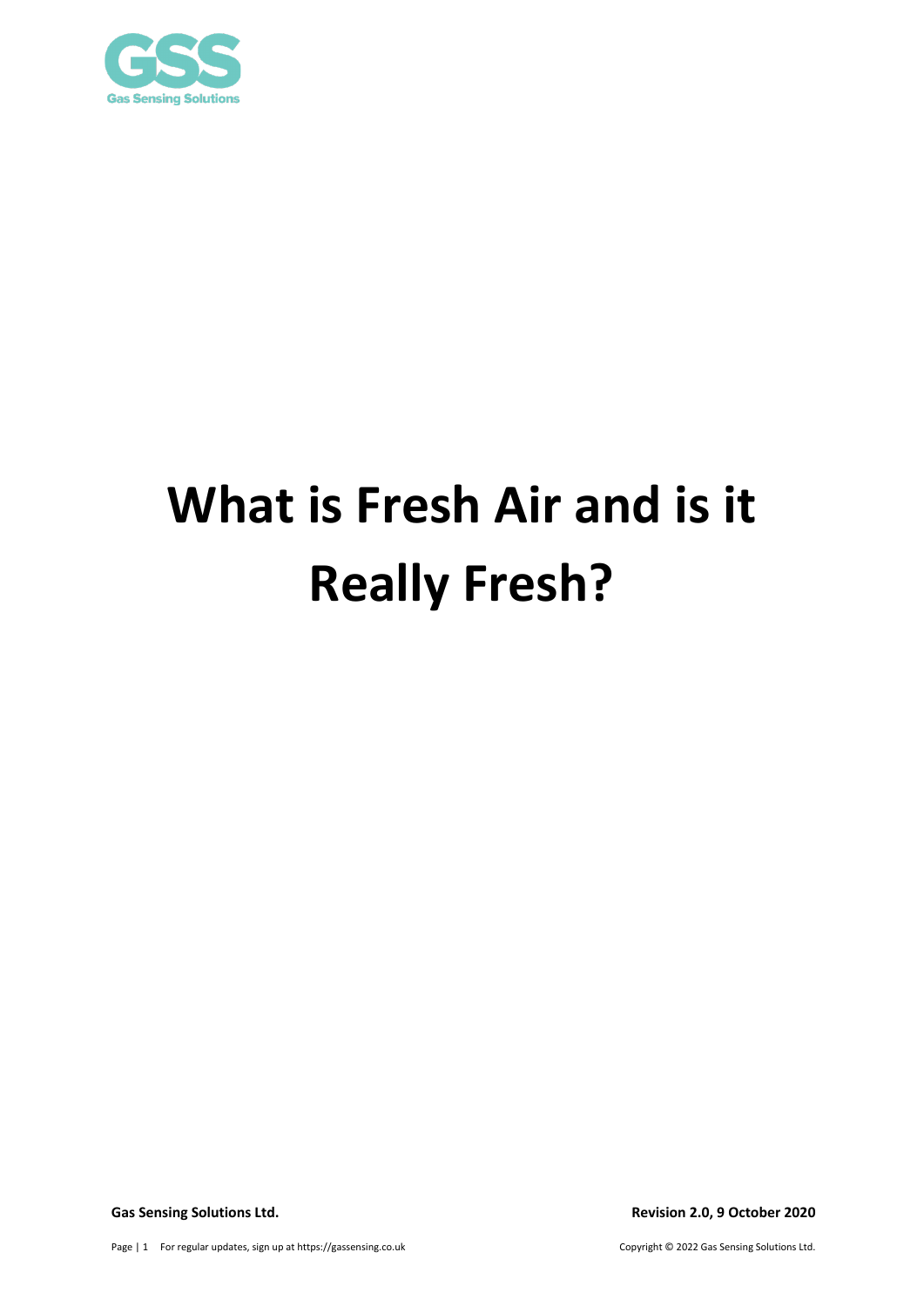# What is Fresh Air and is it Really Fresh?

**Gas Sensing Solutions Ltd.** **Revision 2.0, 9 October 2020**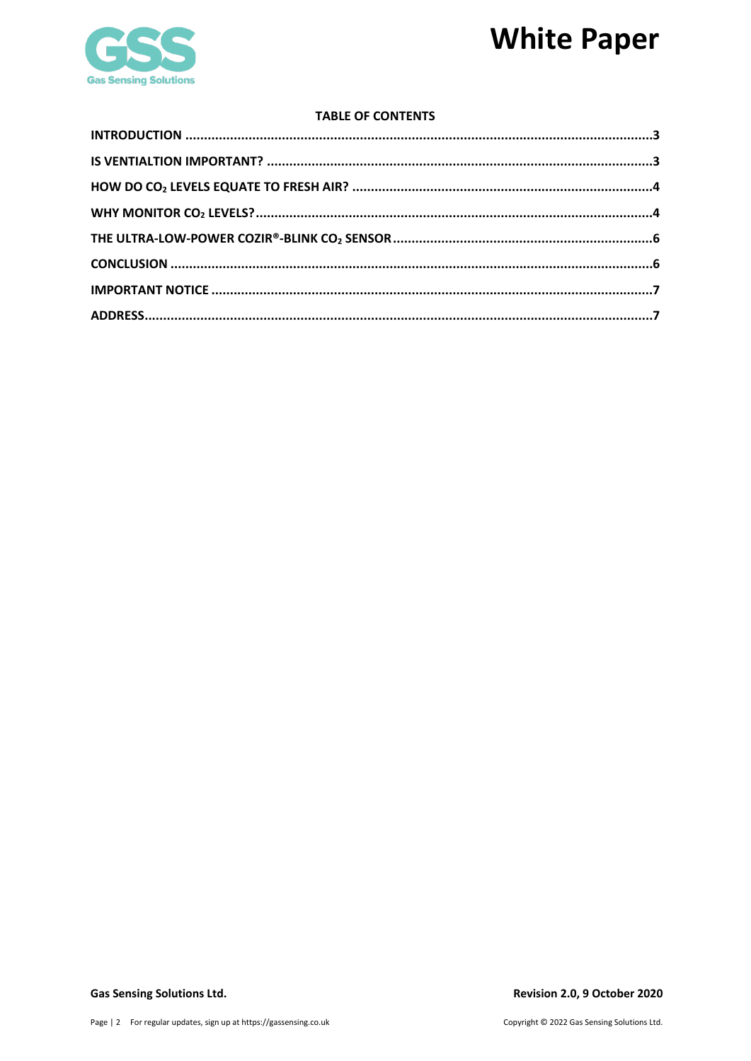**TABLE OF CONTENTS**

| | |
|---|---|
| **INTRODUCTION** | **3** |
| **IS VENTIALTION IMPORTANT?** | **3** |
| **HOW DO $CO_2$ LEVELS EQUATE TO FRESH AIR?** | **4** |
| **WHY MONITOR $CO_2$ LEVELS?** | **4** |
| **THE ULTRA-LOW-POWER COZIR®-BLINK $CO_2$ SENSOR** | **6** |
| **CONCLUSION** | **6** |
| **IMPORTANT NOTICE** | **7** |
| **ADDRESS** | **7** |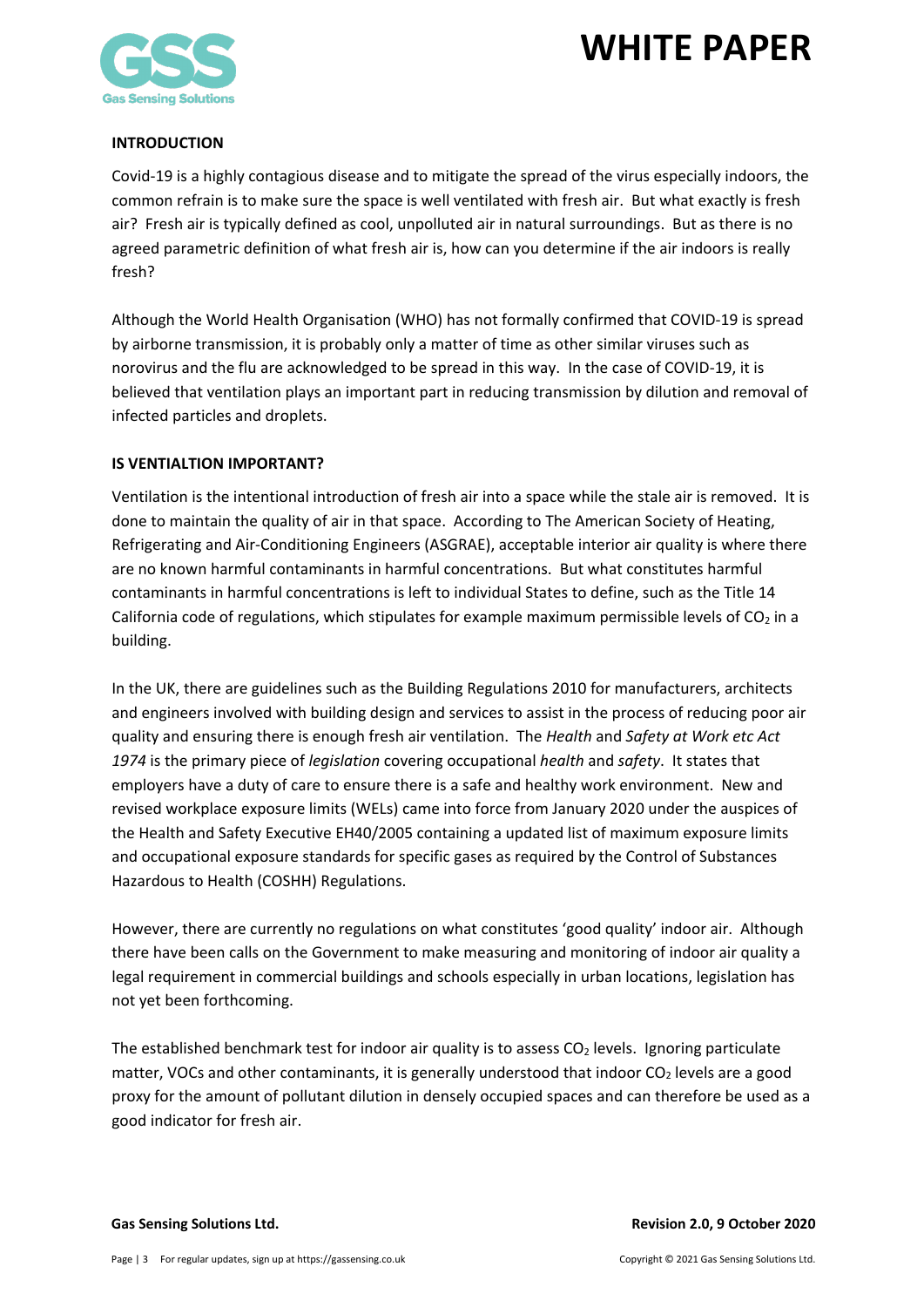## INTRODUCTION

Covid-19 is a highly contagious disease and to mitigate the spread of the virus especially indoors, the common refrain is to make sure the space is well ventilated with fresh air. But what exactly is fresh air? Fresh air is typically defined as cool, unpolluted air in natural surroundings. But as there is no agreed parametric definition of what fresh air is, how can you determine if the air indoors is really fresh?

Although the World Health Organisation (WHO) has not formally confirmed that COVID-19 is spread by airborne transmission, it is probably only a matter of time as other similar viruses such as norovirus and the flu are acknowledged to be spread in this way. In the case of COVID-19, it is believed that ventilation plays an important part in reducing transmission by dilution and removal of infected particles and droplets.

## IS VENTIALTION IMPORTANT?

Ventilation is the intentional introduction of fresh air into a space while the stale air is removed. It is done to maintain the quality of air in that space. According to The American Society of Heating, Refrigerating and Air-Conditioning Engineers (ASGRAE), acceptable interior air quality is where there are no known harmful contaminants in harmful concentrations. But what constitutes harmful contaminants in harmful concentrations is left to individual States to define, such as the Title 14 California code of regulations, which stipulates for example maximum permissible levels of $CO_2$ in a building.

In the UK, there are guidelines such as the Building Regulations 2010 for manufacturers, architects and engineers involved with building design and services to assist in the process of reducing poor air quality and ensuring there is enough fresh air ventilation. The *Health* and *Safety at Work etc Act 1974* is the primary piece of *legislation* covering occupational *health* and *safety*. It states that employers have a duty of care to ensure there is a safe and healthy work environment. New and revised workplace exposure limits (WELs) came into force from January 2020 under the auspices of the Health and Safety Executive EH40/2005 containing a updated list of maximum exposure limits and occupational exposure standards for specific gases as required by the Control of Substances Hazardous to Health (COSHH) Regulations.

However, there are currently no regulations on what constitutes 'good quality' indoor air. Although there have been calls on the Government to make measuring and monitoring of indoor air quality a legal requirement in commercial buildings and schools especially in urban locations, legislation has not yet been forthcoming.

The established benchmark test for indoor air quality is to assess $CO_2$ levels. Ignoring particulate matter, VOCs and other contaminants, it is generally understood that indoor $CO_2$ levels are a good proxy for the amount of pollutant dilution in densely occupied spaces and can therefore be used as a good indicator for fresh air.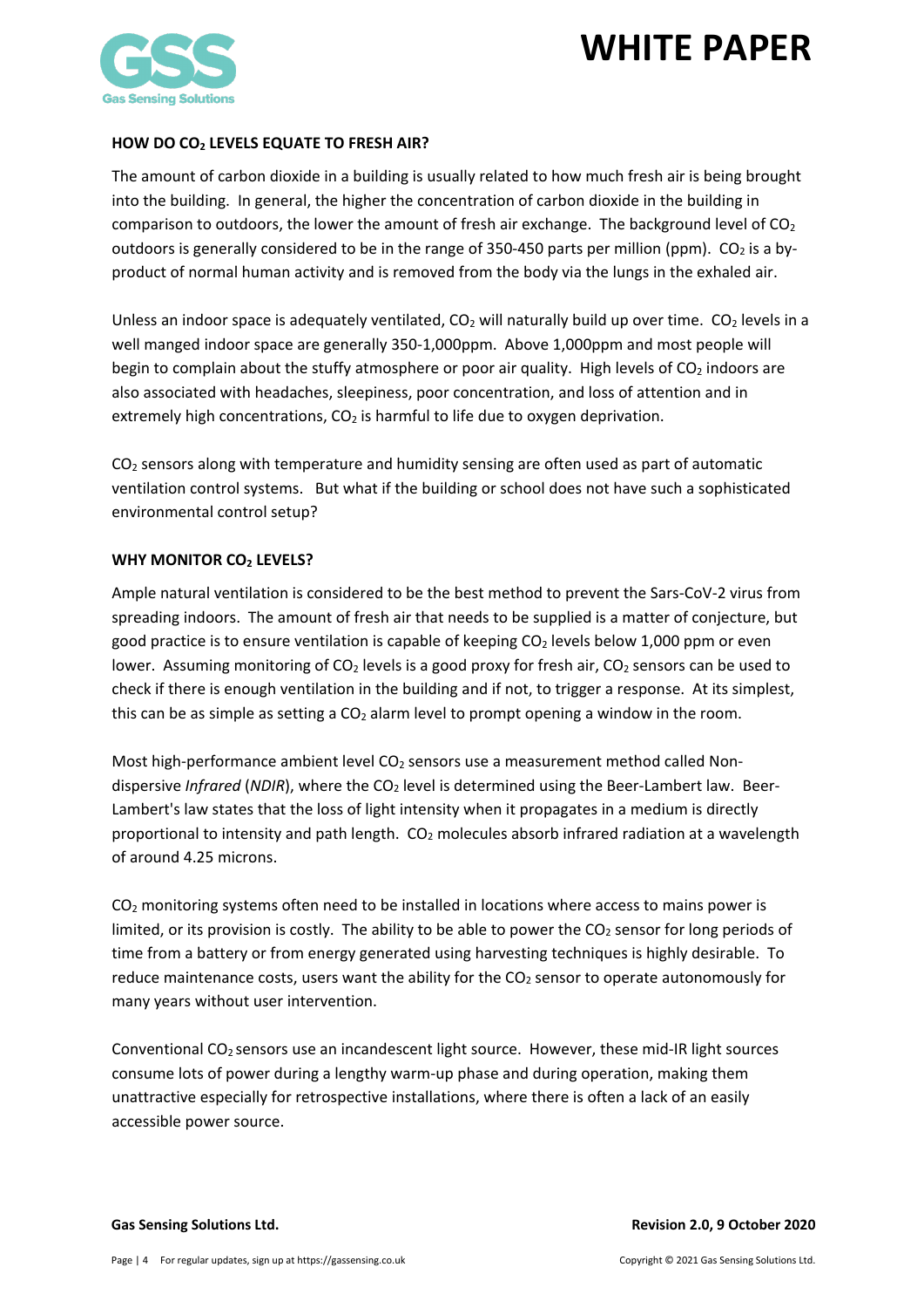## HOW DO $CO_2$ LEVELS EQUATE TO FRESH AIR?

The amount of carbon dioxide in a building is usually related to how much fresh air is being brought into the building. In general, the higher the concentration of carbon dioxide in the building in comparison to outdoors, the lower the amount of fresh air exchange. The background level of $CO_2$ outdoors is generally considered to be in the range of 350-450 parts per million (ppm). $CO_2$ is a by-product of normal human activity and is removed from the body via the lungs in the exhaled air.

Unless an indoor space is adequately ventilated, $CO_2$ will naturally build up over time. $CO_2$ levels in a well manged indoor space are generally 350-1,000ppm. Above 1,000ppm and most people will begin to complain about the stuffy atmosphere or poor air quality. High levels of $CO_2$ indoors are also associated with headaches, sleepiness, poor concentration, and loss of attention and in extremely high concentrations, $CO_2$ is harmful to life due to oxygen deprivation.

$CO_2$ sensors along with temperature and humidity sensing are often used as part of automatic ventilation control systems. But what if the building or school does not have such a sophisticated environmental control setup?

## WHY MONITOR $CO_2$ LEVELS?

Ample natural ventilation is considered to be the best method to prevent the Sars-CoV-2 virus from spreading indoors. The amount of fresh air that needs to be supplied is a matter of conjecture, but good practice is to ensure ventilation is capable of keeping $CO_2$ levels below 1,000 ppm or even lower. Assuming monitoring of $CO_2$ levels is a good proxy for fresh air, $CO_2$ sensors can be used to check if there is enough ventilation in the building and if not, to trigger a response. At its simplest, this can be as simple as setting a $CO_2$ alarm level to prompt opening a window in the room.

Most high-performance ambient level $CO_2$ sensors use a measurement method called Non-dispersive *Infrared* (*NDIR*), where the $CO_2$ level is determined using the Beer-Lambert law. Beer-Lambert's law states that the loss of light intensity when it propagates in a medium is directly proportional to intensity and path length. $CO_2$ molecules absorb infrared radiation at a wavelength of around 4.25 microns.

$CO_2$ monitoring systems often need to be installed in locations where access to mains power is limited, or its provision is costly. The ability to be able to power the $CO_2$ sensor for long periods of time from a battery or from energy generated using harvesting techniques is highly desirable. To reduce maintenance costs, users want the ability for the $CO_2$ sensor to operate autonomously for many years without user intervention.

Conventional $CO_2$ sensors use an incandescent light source. However, these mid-IR light sources consume lots of power during a lengthy warm-up phase and during operation, making them unattractive especially for retrospective installations, where there is often a lack of an easily accessible power source.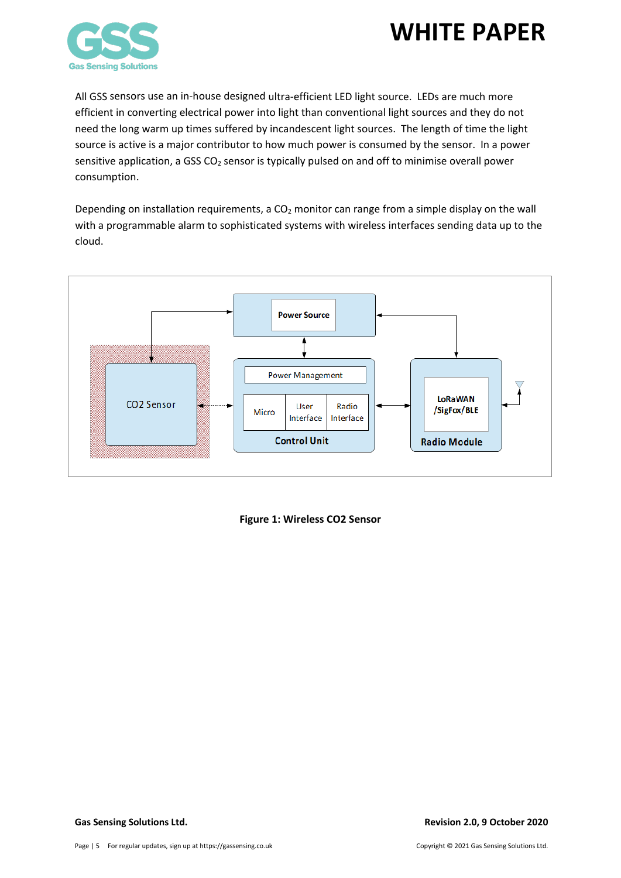All GSS sensors use an in-house designed ultra-efficient LED light source. LEDs are much more efficient in converting electrical power into light than conventional light sources and they do not need the long warm up times suffered by incandescent light sources. The length of time the light source is active is a major contributor to how much power is consumed by the sensor. In a power sensitive application, a GSS $CO_2$ sensor is typically pulsed on and off to minimise overall power consumption.

Depending on installation requirements, a $CO_2$ monitor can range from a simple display on the wall with a programmable alarm to sophisticated systems with wireless interfaces sending data up to the cloud.

**Figure 1: Wireless CO2 Sensor**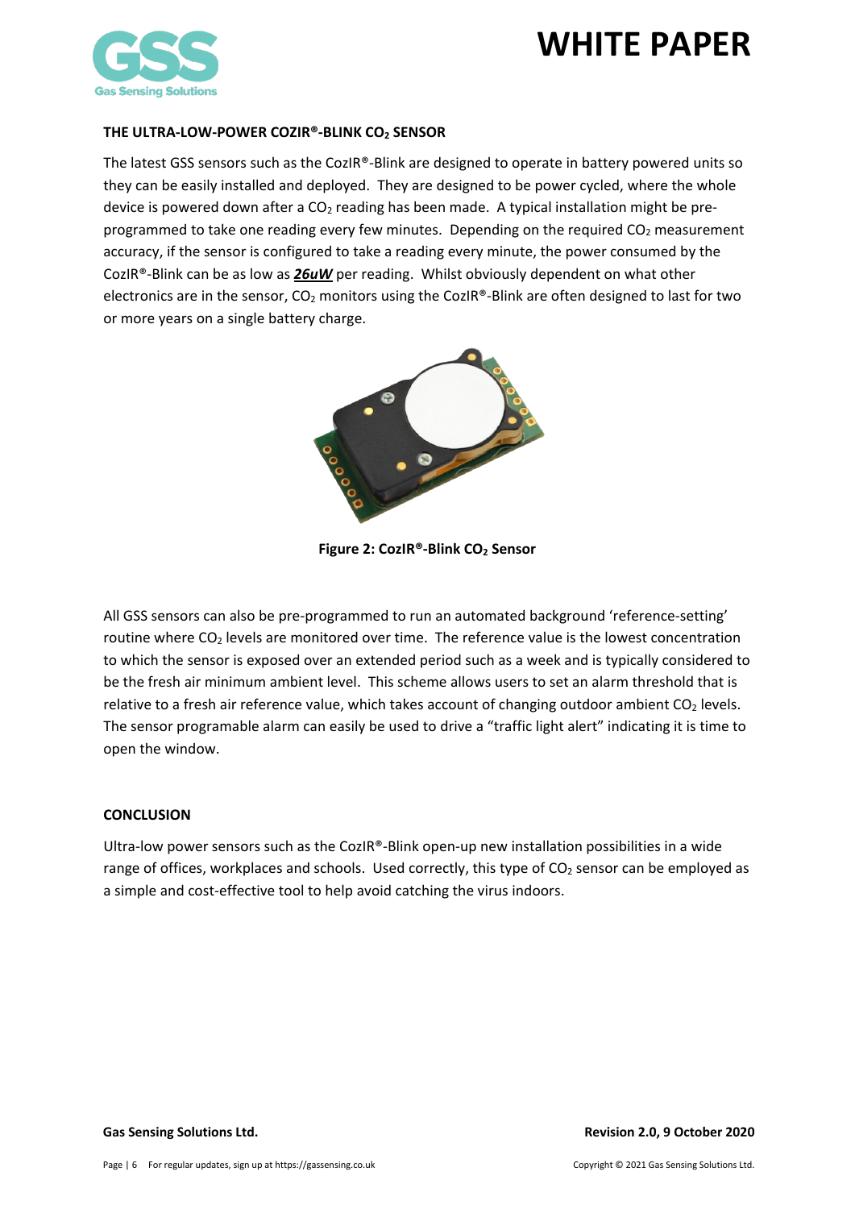### THE ULTRA-LOW-POWER COZIR®-BLINK $CO_2$ SENSOR

The latest GSS sensors such as the CozIR®-Blink are designed to operate in battery powered units so they can be easily installed and deployed. They are designed to be power cycled, where the whole device is powered down after a $CO_2$ reading has been made. A typical installation might be pre-programmed to take one reading every few minutes. Depending on the required $CO_2$ measurement accuracy, if the sensor is configured to take a reading every minute, the power consumed by the CozIR®-Blink can be as low as ***26uW*** per reading. Whilst obviously dependent on what other electronics are in the sensor, $CO_2$ monitors using the CozIR®-Blink are often designed to last for two or more years on a single battery charge.

**Figure 2: CozIR®-Blink $CO_2$ Sensor**

All GSS sensors can also be pre-programmed to run an automated background 'reference-setting' routine where $CO_2$ levels are monitored over time. The reference value is the lowest concentration to which the sensor is exposed over an extended period such as a week and is typically considered to be the fresh air minimum ambient level. This scheme allows users to set an alarm threshold that is relative to a fresh air reference value, which takes account of changing outdoor ambient $CO_2$ levels. The sensor programable alarm can easily be used to drive a "traffic light alert" indicating it is time to open the window.

### CONCLUSION

Ultra-low power sensors such as the CozIR®-Blink open-up new installation possibilities in a wide range of offices, workplaces and schools. Used correctly, this type of $CO_2$ sensor can be employed as a simple and cost-effective tool to help avoid catching the virus indoors.

**Gas Sensing Solutions Ltd.** **Revision 2.0, 9 October 2020**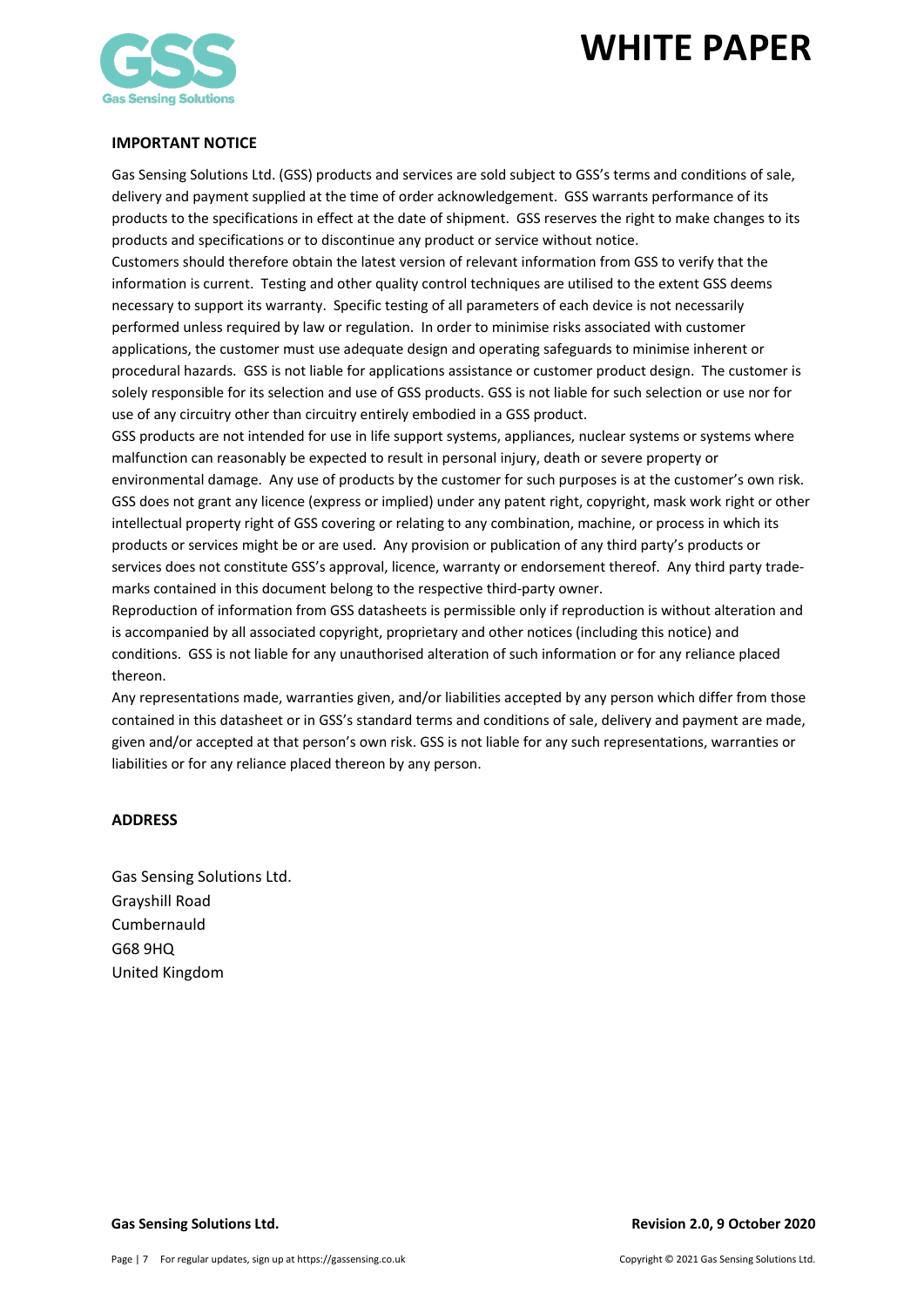**IMPORTANT NOTICE**

Gas Sensing Solutions Ltd. (GSS) products and services are sold subject to GSS's terms and conditions of sale, delivery and payment supplied at the time of order acknowledgement. GSS warrants performance of its products to the specifications in effect at the date of shipment. GSS reserves the right to make changes to its products and specifications or to discontinue any product or service without notice.
Customers should therefore obtain the latest version of relevant information from GSS to verify that the information is current. Testing and other quality control techniques are utilised to the extent GSS deems necessary to support its warranty. Specific testing of all parameters of each device is not necessarily performed unless required by law or regulation. In order to minimise risks associated with customer applications, the customer must use adequate design and operating safeguards to minimise inherent or procedural hazards. GSS is not liable for applications assistance or customer product design. The customer is solely responsible for its selection and use of GSS products. GSS is not liable for such selection or use nor for use of any circuitry other than circuitry entirely embodied in a GSS product.
GSS products are not intended for use in life support systems, appliances, nuclear systems or systems where malfunction can reasonably be expected to result in personal injury, death or severe property or environmental damage. Any use of products by the customer for such purposes is at the customer's own risk.
GSS does not grant any licence (express or implied) under any patent right, copyright, mask work right or other intellectual property right of GSS covering or relating to any combination, machine, or process in which its products or services might be or are used. Any provision or publication of any third party's products or services does not constitute GSS's approval, licence, warranty or endorsement thereof. Any third party trade-marks contained in this document belong to the respective third-party owner.
Reproduction of information from GSS datasheets is permissible only if reproduction is without alteration and is accompanied by all associated copyright, proprietary and other notices (including this notice) and conditions. GSS is not liable for any unauthorised alteration of such information or for any reliance placed thereon.
Any representations made, warranties given, and/or liabilities accepted by any person which differ from those contained in this datasheet or in GSS's standard terms and conditions of sale, delivery and payment are made, given and/or accepted at that person's own risk. GSS is not liable for any such representations, warranties or liabilities or for any reliance placed thereon by any person.

**ADDRESS**

Gas Sensing Solutions Ltd.
Grayshill Road
Cumbernauld
G68 9HQ
United Kingdom